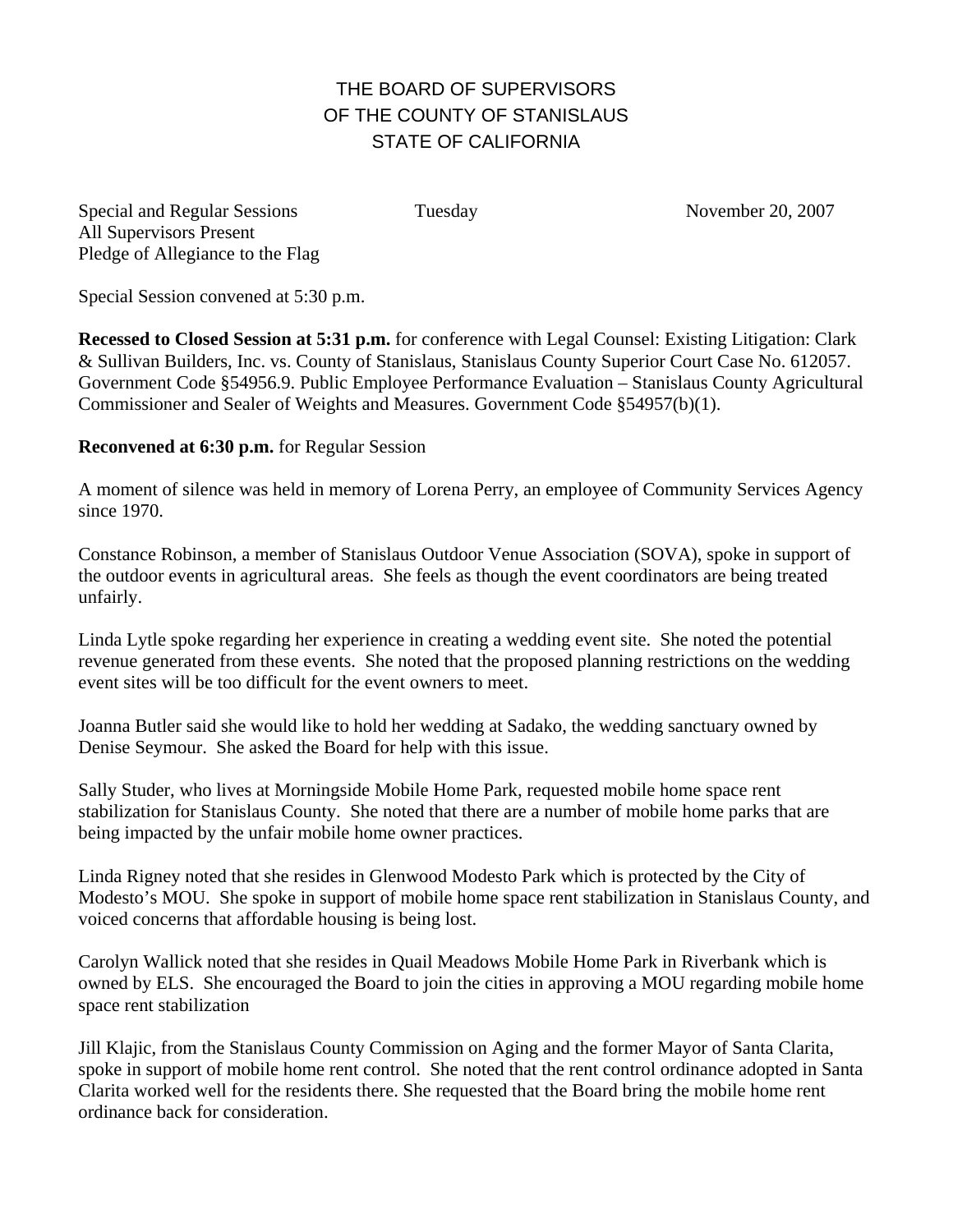# THE BOARD OF SUPERVISORS
# OF THE COUNTY OF STANISLAUS
# STATE OF CALIFORNIA

Special and Regular Sessions Tuesday November 20, 2007
All Supervisors Present
Pledge of Allegiance to the Flag

Special Session convened at 5:30 p.m.

**Recessed to Closed Session at 5:31 p.m.** for conference with Legal Counsel: Existing Litigation: Clark & Sullivan Builders, Inc. vs. County of Stanislaus, Stanislaus County Superior Court Case No. 612057. Government Code §54956.9. Public Employee Performance Evaluation – Stanislaus County Agricultural Commissioner and Sealer of Weights and Measures. Government Code §54957(b)(1).

**Reconvened at 6:30 p.m.** for Regular Session

A moment of silence was held in memory of Lorena Perry, an employee of Community Services Agency since 1970.

Constance Robinson, a member of Stanislaus Outdoor Venue Association (SOVA), spoke in support of the outdoor events in agricultural areas. She feels as though the event coordinators are being treated unfairly.

Linda Lytle spoke regarding her experience in creating a wedding event site. She noted the potential revenue generated from these events. She noted that the proposed planning restrictions on the wedding event sites will be too difficult for the event owners to meet.

Joanna Butler said she would like to hold her wedding at Sadako, the wedding sanctuary owned by Denise Seymour. She asked the Board for help with this issue.

Sally Studer, who lives at Morningside Mobile Home Park, requested mobile home space rent stabilization for Stanislaus County. She noted that there are a number of mobile home parks that are being impacted by the unfair mobile home owner practices.

Linda Rigney noted that she resides in Glenwood Modesto Park which is protected by the City of Modesto's MOU. She spoke in support of mobile home space rent stabilization in Stanislaus County, and voiced concerns that affordable housing is being lost.

Carolyn Wallick noted that she resides in Quail Meadows Mobile Home Park in Riverbank which is owned by ELS. She encouraged the Board to join the cities in approving a MOU regarding mobile home space rent stabilization

Jill Klajic, from the Stanislaus County Commission on Aging and the former Mayor of Santa Clarita, spoke in support of mobile home rent control. She noted that the rent control ordinance adopted in Santa Clarita worked well for the residents there. She requested that the Board bring the mobile home rent ordinance back for consideration.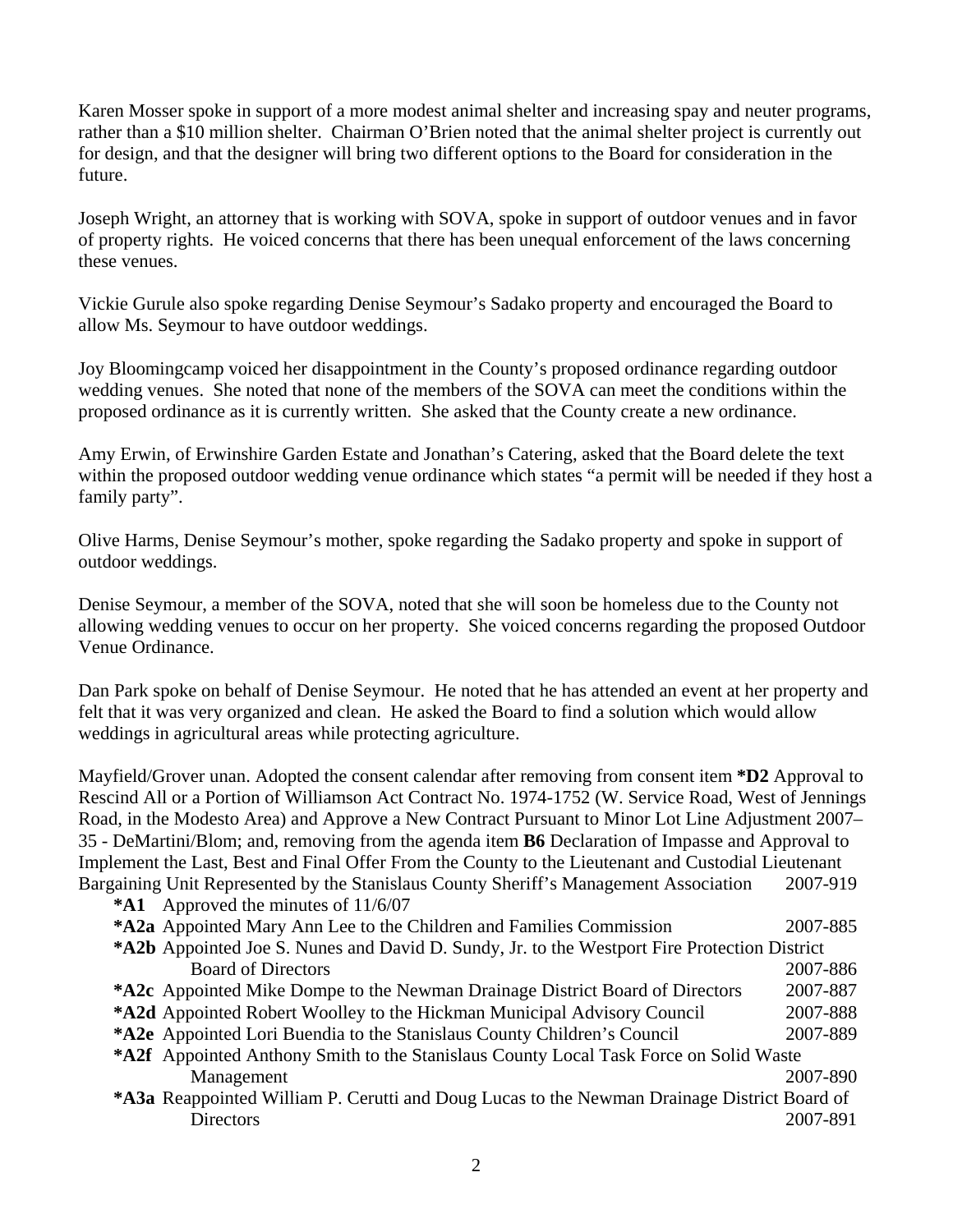Karen Mosser spoke in support of a more modest animal shelter and increasing spay and neuter programs, rather than a $10 million shelter. Chairman O'Brien noted that the animal shelter project is currently out for design, and that the designer will bring two different options to the Board for consideration in the future.

Joseph Wright, an attorney that is working with SOVA, spoke in support of outdoor venues and in favor of property rights. He voiced concerns that there has been unequal enforcement of the laws concerning these venues.

Vickie Gurule also spoke regarding Denise Seymour's Sadako property and encouraged the Board to allow Ms. Seymour to have outdoor weddings.

Joy Bloomingcamp voiced her disappointment in the County's proposed ordinance regarding outdoor wedding venues. She noted that none of the members of the SOVA can meet the conditions within the proposed ordinance as it is currently written. She asked that the County create a new ordinance.

Amy Erwin, of Erwinshire Garden Estate and Jonathan's Catering, asked that the Board delete the text within the proposed outdoor wedding venue ordinance which states "a permit will be needed if they host a family party".

Olive Harms, Denise Seymour's mother, spoke regarding the Sadako property and spoke in support of outdoor weddings.

Denise Seymour, a member of the SOVA, noted that she will soon be homeless due to the County not allowing wedding venues to occur on her property. She voiced concerns regarding the proposed Outdoor Venue Ordinance.

Dan Park spoke on behalf of Denise Seymour. He noted that he has attended an event at her property and felt that it was very organized and clean. He asked the Board to find a solution which would allow weddings in agricultural areas while protecting agriculture.

Mayfield/Grover unan. Adopted the consent calendar after removing from consent item **\*D2** Approval to Rescind All or a Portion of Williamson Act Contract No. 1974-1752 (W. Service Road, West of Jennings Road, in the Modesto Area) and Approve a New Contract Pursuant to Minor Lot Line Adjustment 2007–35 - DeMartini/Blom; and, removing from the agenda item **B6** Declaration of Impasse and Approval to Implement the Last, Best and Final Offer From the County to the Lieutenant and Custodial Lieutenant Bargaining Unit Represented by the Stanislaus County Sheriff's Management Association 2007-919

- **\*A1** Approved the minutes of 11/6/07
- **\*A2a** Appointed Mary Ann Lee to the Children and Families Commission 2007-885
- **\*A2b** Appointed Joe S. Nunes and David D. Sundy, Jr. to the Westport Fire Protection District Board of Directors 2007-886
- **\*A2c** Appointed Mike Dompe to the Newman Drainage District Board of Directors 2007-887
- **\*A2d** Appointed Robert Woolley to the Hickman Municipal Advisory Council 2007-888
- **\*A2e** Appointed Lori Buendia to the Stanislaus County Children's Council 2007-889
- **\*A2f** Appointed Anthony Smith to the Stanislaus County Local Task Force on Solid Waste Management 2007-890
- **\*A3a** Reappointed William P. Cerutti and Doug Lucas to the Newman Drainage District Board of Directors 2007-891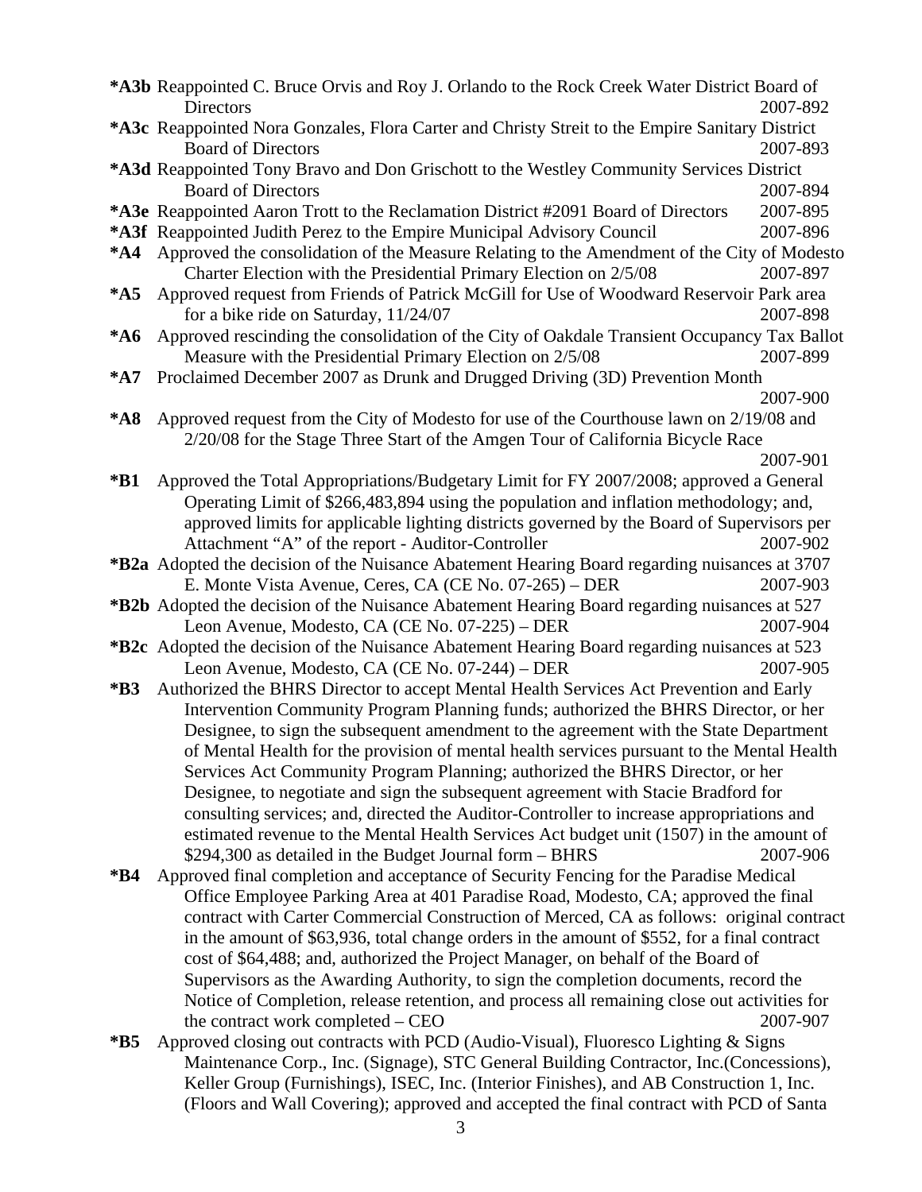**\*A3b** Reappointed C. Bruce Orvis and Roy J. Orlando to the Rock Creek Water District Board of Directors 2007-892

**\*A3c** Reappointed Nora Gonzales, Flora Carter and Christy Streit to the Empire Sanitary District Board of Directors 2007-893

**\*A3d** Reappointed Tony Bravo and Don Grischott to the Westley Community Services District Board of Directors 2007-894

**\*A3e** Reappointed Aaron Trott to the Reclamation District #2091 Board of Directors 2007-895

**\*A3f** Reappointed Judith Perez to the Empire Municipal Advisory Council 2007-896

**\*A4** Approved the consolidation of the Measure Relating to the Amendment of the City of Modesto Charter Election with the Presidential Primary Election on 2/5/08 2007-897

**\*A5** Approved request from Friends of Patrick McGill for Use of Woodward Reservoir Park area for a bike ride on Saturday, 11/24/07 2007-898

**\*A6** Approved rescinding the consolidation of the City of Oakdale Transient Occupancy Tax Ballot Measure with the Presidential Primary Election on 2/5/08 2007-899

**\*A7** Proclaimed December 2007 as Drunk and Drugged Driving (3D) Prevention Month 2007-900

**\*A8** Approved request from the City of Modesto for use of the Courthouse lawn on 2/19/08 and 2/20/08 for the Stage Three Start of the Amgen Tour of California Bicycle Race 2007-901

**\*B1** Approved the Total Appropriations/Budgetary Limit for FY 2007/2008; approved a General Operating Limit of $266,483,894 using the population and inflation methodology; and, approved limits for applicable lighting districts governed by the Board of Supervisors per Attachment "A" of the report - Auditor-Controller 2007-902

**\*B2a** Adopted the decision of the Nuisance Abatement Hearing Board regarding nuisances at 3707 E. Monte Vista Avenue, Ceres, CA (CE No. 07-265) – DER 2007-903

**\*B2b** Adopted the decision of the Nuisance Abatement Hearing Board regarding nuisances at 527 Leon Avenue, Modesto, CA (CE No. 07-225) – DER 2007-904

**\*B2c** Adopted the decision of the Nuisance Abatement Hearing Board regarding nuisances at 523 Leon Avenue, Modesto, CA (CE No. 07-244) – DER 2007-905

**\*B3** Authorized the BHRS Director to accept Mental Health Services Act Prevention and Early Intervention Community Program Planning funds; authorized the BHRS Director, or her Designee, to sign the subsequent amendment to the agreement with the State Department of Mental Health for the provision of mental health services pursuant to the Mental Health Services Act Community Program Planning; authorized the BHRS Director, or her Designee, to negotiate and sign the subsequent agreement with Stacie Bradford for consulting services; and, directed the Auditor-Controller to increase appropriations and estimated revenue to the Mental Health Services Act budget unit (1507) in the amount of $294,300 as detailed in the Budget Journal form – BHRS 2007-906

**\*B4** Approved final completion and acceptance of Security Fencing for the Paradise Medical Office Employee Parking Area at 401 Paradise Road, Modesto, CA; approved the final contract with Carter Commercial Construction of Merced, CA as follows: original contract in the amount of $63,936, total change orders in the amount of $552, for a final contract cost of $64,488; and, authorized the Project Manager, on behalf of the Board of Supervisors as the Awarding Authority, to sign the completion documents, record the Notice of Completion, release retention, and process all remaining close out activities for the contract work completed – CEO 2007-907

**\*B5** Approved closing out contracts with PCD (Audio-Visual), Fluoresco Lighting & Signs Maintenance Corp., Inc. (Signage), STC General Building Contractor, Inc.(Concessions), Keller Group (Furnishings), ISEC, Inc. (Interior Finishes), and AB Construction 1, Inc. (Floors and Wall Covering); approved and accepted the final contract with PCD of Santa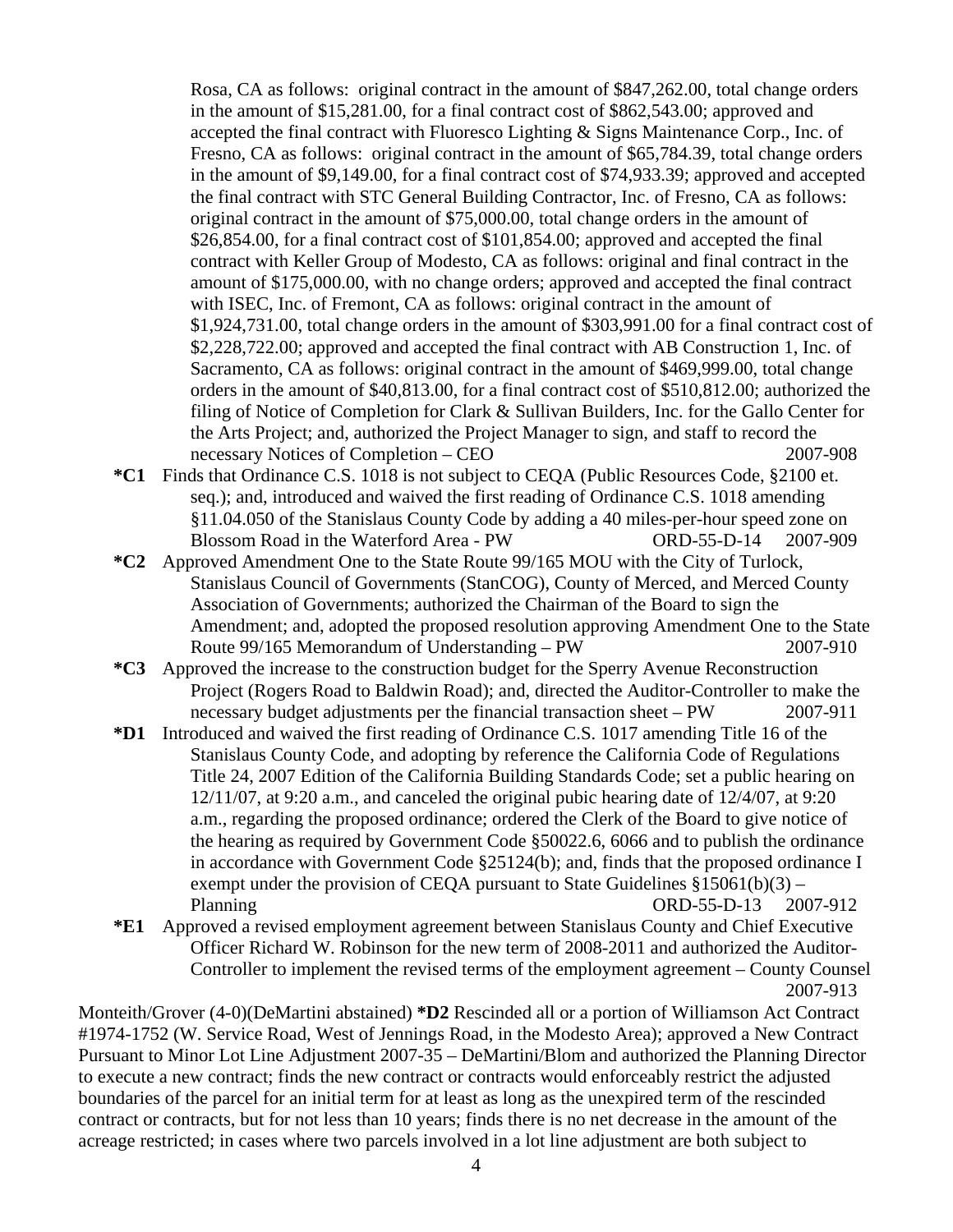Rosa, CA as follows: original contract in the amount of $847,262.00, total change orders in the amount of $15,281.00, for a final contract cost of $862,543.00; approved and accepted the final contract with Fluoresco Lighting & Signs Maintenance Corp., Inc. of Fresno, CA as follows: original contract in the amount of $65,784.39, total change orders in the amount of $9,149.00, for a final contract cost of $74,933.39; approved and accepted the final contract with STC General Building Contractor, Inc. of Fresno, CA as follows: original contract in the amount of $75,000.00, total change orders in the amount of $26,854.00, for a final contract cost of $101,854.00; approved and accepted the final contract with Keller Group of Modesto, CA as follows: original and final contract in the amount of $175,000.00, with no change orders; approved and accepted the final contract with ISEC, Inc. of Fremont, CA as follows: original contract in the amount of $1,924,731.00, total change orders in the amount of $303,991.00 for a final contract cost of $2,228,722.00; approved and accepted the final contract with AB Construction 1, Inc. of Sacramento, CA as follows: original contract in the amount of $469,999.00, total change orders in the amount of $40,813.00, for a final contract cost of $510,812.00; authorized the filing of Notice of Completion for Clark & Sullivan Builders, Inc. for the Gallo Center for the Arts Project; and, authorized the Project Manager to sign, and staff to record the necessary Notices of Completion – CEO 2007-908

**\*C1** Finds that Ordinance C.S. 1018 is not subject to CEQA (Public Resources Code, §2100 et. seq.); and, introduced and waived the first reading of Ordinance C.S. 1018 amending §11.04.050 of the Stanislaus County Code by adding a 40 miles-per-hour speed zone on Blossom Road in the Waterford Area - PW ORD-55-D-14 2007-909

**\*C2** Approved Amendment One to the State Route 99/165 MOU with the City of Turlock, Stanislaus Council of Governments (StanCOG), County of Merced, and Merced County Association of Governments; authorized the Chairman of the Board to sign the Amendment; and, adopted the proposed resolution approving Amendment One to the State Route 99/165 Memorandum of Understanding – PW 2007-910

**\*C3** Approved the increase to the construction budget for the Sperry Avenue Reconstruction Project (Rogers Road to Baldwin Road); and, directed the Auditor-Controller to make the necessary budget adjustments per the financial transaction sheet – PW 2007-911

**\*D1** Introduced and waived the first reading of Ordinance C.S. 1017 amending Title 16 of the Stanislaus County Code, and adopting by reference the California Code of Regulations Title 24, 2007 Edition of the California Building Standards Code; set a public hearing on 12/11/07, at 9:20 a.m., and canceled the original pubic hearing date of 12/4/07, at 9:20 a.m., regarding the proposed ordinance; ordered the Clerk of the Board to give notice of the hearing as required by Government Code §50022.6, 6066 and to publish the ordinance in accordance with Government Code §25124(b); and, finds that the proposed ordinance I exempt under the provision of CEQA pursuant to State Guidelines §15061(b)(3) – Planning ORD-55-D-13 2007-912

**\*E1** Approved a revised employment agreement between Stanislaus County and Chief Executive Officer Richard W. Robinson for the new term of 2008-2011 and authorized the Auditor-Controller to implement the revised terms of the employment agreement – County Counsel 2007-913

Monteith/Grover (4-0)(DeMartini abstained) **\*D2** Rescinded all or a portion of Williamson Act Contract #1974-1752 (W. Service Road, West of Jennings Road, in the Modesto Area); approved a New Contract Pursuant to Minor Lot Line Adjustment 2007-35 – DeMartini/Blom and authorized the Planning Director to execute a new contract; finds the new contract or contracts would enforceably restrict the adjusted boundaries of the parcel for an initial term for at least as long as the unexpired term of the rescinded contract or contracts, but for not less than 10 years; finds there is no net decrease in the amount of the acreage restricted; in cases where two parcels involved in a lot line adjustment are both subject to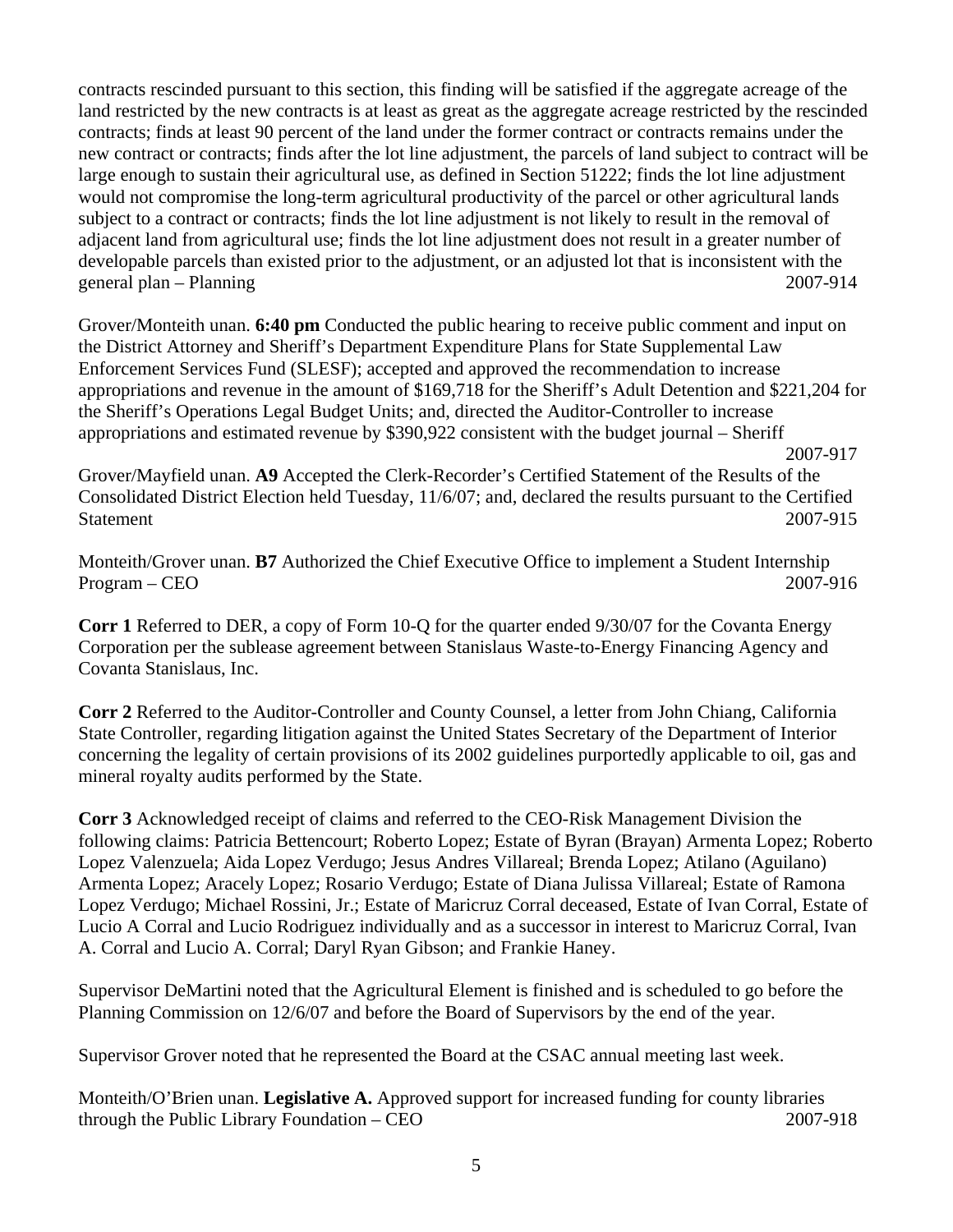contracts rescinded pursuant to this section, this finding will be satisfied if the aggregate acreage of the land restricted by the new contracts is at least as great as the aggregate acreage restricted by the rescinded contracts; finds at least 90 percent of the land under the former contract or contracts remains under the new contract or contracts; finds after the lot line adjustment, the parcels of land subject to contract will be large enough to sustain their agricultural use, as defined in Section 51222; finds the lot line adjustment would not compromise the long-term agricultural productivity of the parcel or other agricultural lands subject to a contract or contracts; finds the lot line adjustment is not likely to result in the removal of adjacent land from agricultural use; finds the lot line adjustment does not result in a greater number of developable parcels than existed prior to the adjustment, or an adjusted lot that is inconsistent with the general plan – Planning 2007-914

Grover/Monteith unan. **6:40 pm** Conducted the public hearing to receive public comment and input on the District Attorney and Sheriff's Department Expenditure Plans for State Supplemental Law Enforcement Services Fund (SLESF); accepted and approved the recommendation to increase appropriations and revenue in the amount of $169,718 for the Sheriff's Adult Detention and $221,204 for the Sheriff's Operations Legal Budget Units; and, directed the Auditor-Controller to increase appropriations and estimated revenue by $390,922 consistent with the budget journal – Sheriff 2007-917

Grover/Mayfield unan. **A9** Accepted the Clerk-Recorder's Certified Statement of the Results of the Consolidated District Election held Tuesday, 11/6/07; and, declared the results pursuant to the Certified Statement 2007-915

Monteith/Grover unan. **B7** Authorized the Chief Executive Office to implement a Student Internship Program – CEO 2007-916

**Corr 1** Referred to DER, a copy of Form 10-Q for the quarter ended 9/30/07 for the Covanta Energy Corporation per the sublease agreement between Stanislaus Waste-to-Energy Financing Agency and Covanta Stanislaus, Inc.

**Corr 2** Referred to the Auditor-Controller and County Counsel, a letter from John Chiang, California State Controller, regarding litigation against the United States Secretary of the Department of Interior concerning the legality of certain provisions of its 2002 guidelines purportedly applicable to oil, gas and mineral royalty audits performed by the State.

**Corr 3** Acknowledged receipt of claims and referred to the CEO-Risk Management Division the following claims: Patricia Bettencourt; Roberto Lopez; Estate of Byran (Brayan) Armenta Lopez; Roberto Lopez Valenzuela; Aida Lopez Verdugo; Jesus Andres Villareal; Brenda Lopez; Atilano (Aguilano) Armenta Lopez; Aracely Lopez; Rosario Verdugo; Estate of Diana Julissa Villareal; Estate of Ramona Lopez Verdugo; Michael Rossini, Jr.; Estate of Maricruz Corral deceased, Estate of Ivan Corral, Estate of Lucio A Corral and Lucio Rodriguez individually and as a successor in interest to Maricruz Corral, Ivan A. Corral and Lucio A. Corral; Daryl Ryan Gibson; and Frankie Haney.

Supervisor DeMartini noted that the Agricultural Element is finished and is scheduled to go before the Planning Commission on 12/6/07 and before the Board of Supervisors by the end of the year.

Supervisor Grover noted that he represented the Board at the CSAC annual meeting last week.

Monteith/O'Brien unan. **Legislative A.** Approved support for increased funding for county libraries through the Public Library Foundation – CEO 2007-918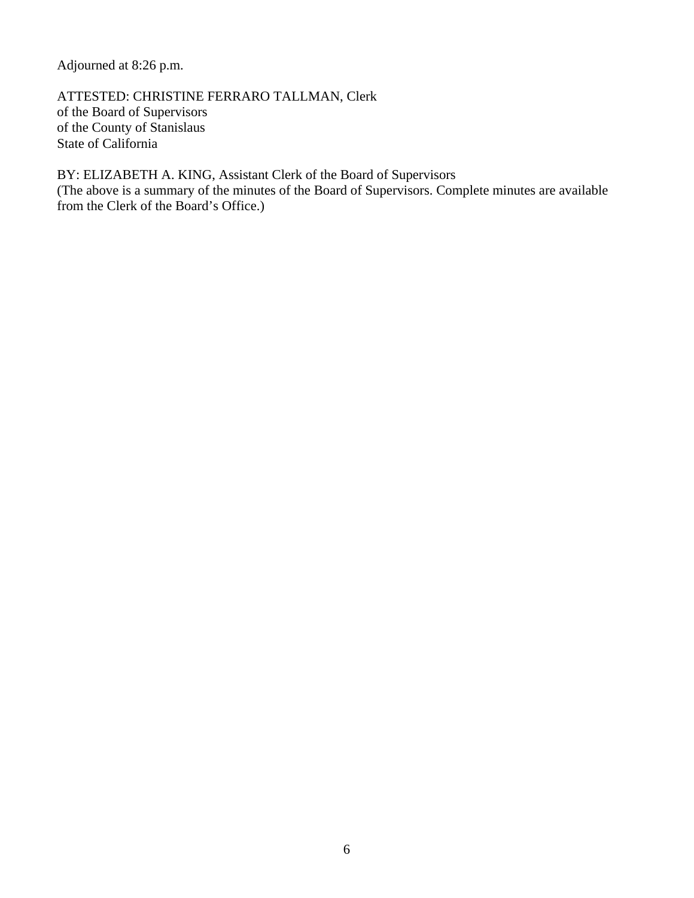Adjourned at 8:26 p.m.

ATTESTED: CHRISTINE FERRARO TALLMAN, Clerk
of the Board of Supervisors
of the County of Stanislaus
State of California

BY: ELIZABETH A. KING, Assistant Clerk of the Board of Supervisors
(The above is a summary of the minutes of the Board of Supervisors. Complete minutes are available from the Clerk of the Board's Office.)